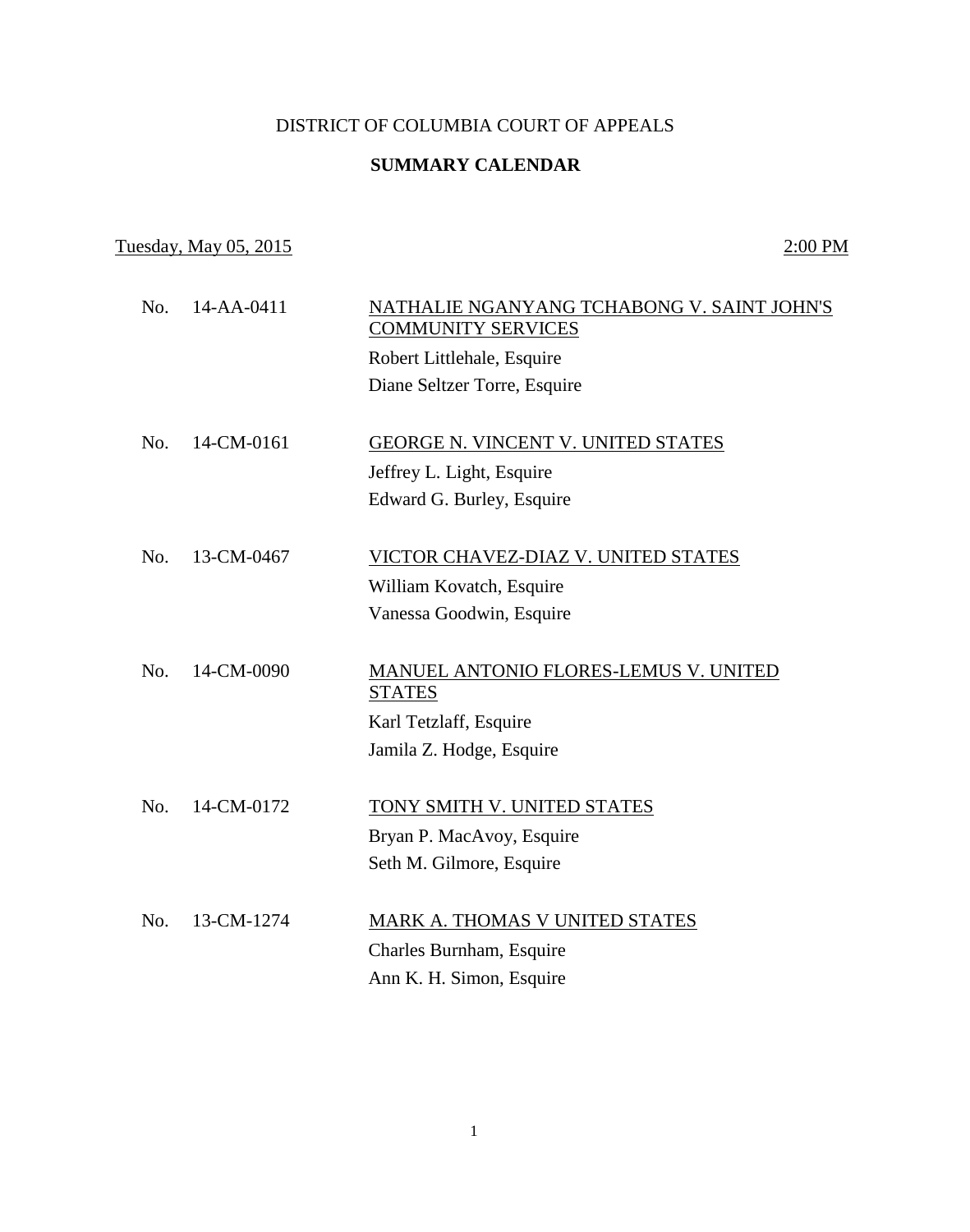# DISTRICT OF COLUMBIA COURT OF APPEALS

## SUMMARY CALENDAR

Tuesday, May 05, 2015 — 2:00 PM

No. 14-AA-0411 — NATHALIE NGANYANG TCHABONG V. SAINT JOHN'S COMMUNITY SERVICES
Robert Littlehale, Esquire
Diane Seltzer Torre, Esquire

No. 14-CM-0161 — GEORGE N. VINCENT V. UNITED STATES
Jeffrey L. Light, Esquire
Edward G. Burley, Esquire

No. 13-CM-0467 — VICTOR CHAVEZ-DIAZ V. UNITED STATES
William Kovatch, Esquire
Vanessa Goodwin, Esquire

No. 14-CM-0090 — MANUEL ANTONIO FLORES-LEMUS V. UNITED STATES
Karl Tetzlaff, Esquire
Jamila Z. Hodge, Esquire

No. 14-CM-0172 — TONY SMITH V. UNITED STATES
Bryan P. MacAvoy, Esquire
Seth M. Gilmore, Esquire

No. 13-CM-1274 — MARK A. THOMAS V UNITED STATES
Charles Burnham, Esquire
Ann K. H. Simon, Esquire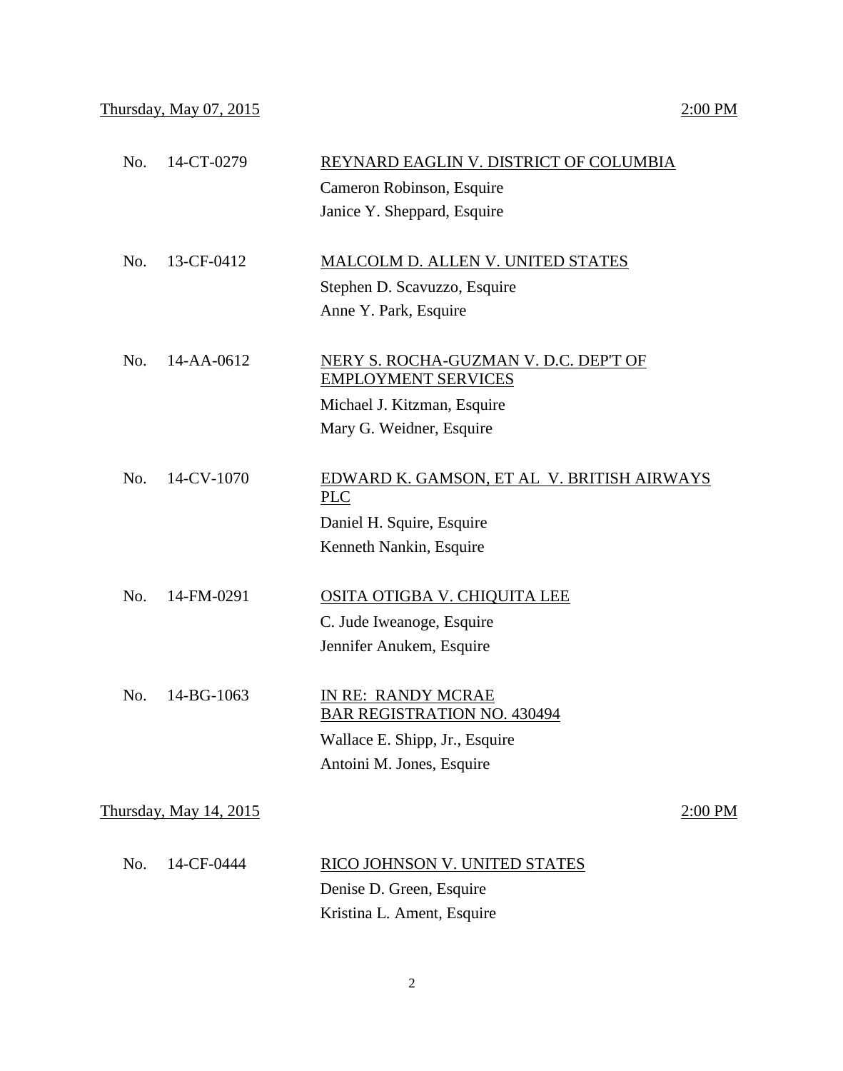Thursday, May 07, 2015 2:00 PM

No. 14-CT-0279 REYNARD EAGLIN V. DISTRICT OF COLUMBIA
Cameron Robinson, Esquire
Janice Y. Sheppard, Esquire

No. 13-CF-0412 MALCOLM D. ALLEN V. UNITED STATES
Stephen D. Scavuzzo, Esquire
Anne Y. Park, Esquire

No. 14-AA-0612 NERY S. ROCHA-GUZMAN V. D.C. DEP'T OF EMPLOYMENT SERVICES
Michael J. Kitzman, Esquire
Mary G. Weidner, Esquire

No. 14-CV-1070 EDWARD K. GAMSON, ET AL V. BRITISH AIRWAYS PLC
Daniel H. Squire, Esquire
Kenneth Nankin, Esquire

No. 14-FM-0291 OSITA OTIGBA V. CHIQUITA LEE
C. Jude Iweanoge, Esquire
Jennifer Anukem, Esquire

No. 14-BG-1063 IN RE: RANDY MCRAE
BAR REGISTRATION NO. 430494
Wallace E. Shipp, Jr., Esquire
Antoini M. Jones, Esquire

Thursday, May 14, 2015 2:00 PM

No. 14-CF-0444 RICO JOHNSON V. UNITED STATES
Denise D. Green, Esquire
Kristina L. Ament, Esquire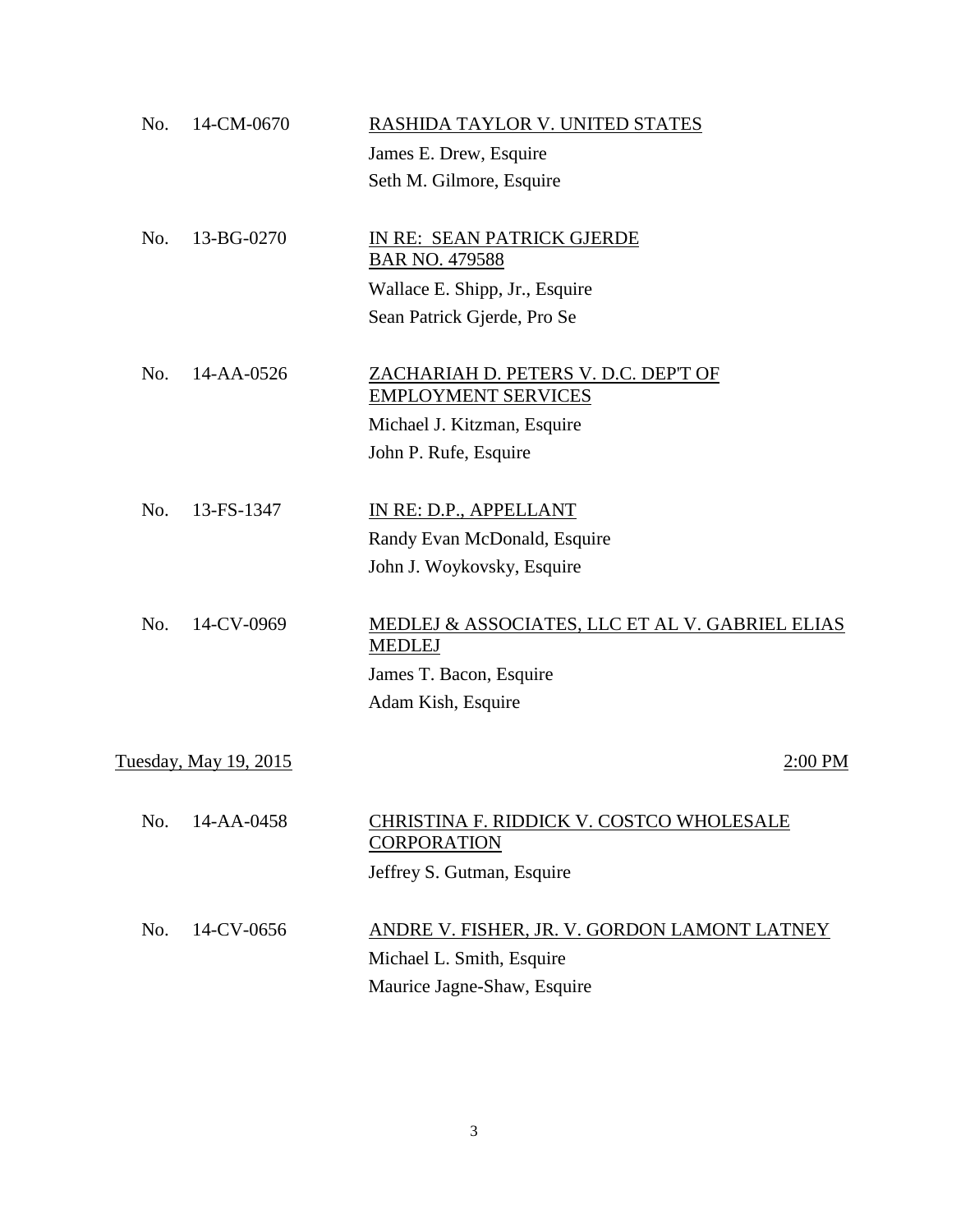No. 14-CM-0670 — RASHIDA TAYLOR V. UNITED STATES

James E. Drew, Esquire
Seth M. Gilmore, Esquire

No. 13-BG-0270 — IN RE: SEAN PATRICK GJERDE BAR NO. 479588

Wallace E. Shipp, Jr., Esquire
Sean Patrick Gjerde, Pro Se

No. 14-AA-0526 — ZACHARIAH D. PETERS V. D.C. DEP'T OF EMPLOYMENT SERVICES

Michael J. Kitzman, Esquire
John P. Rufe, Esquire

No. 13-FS-1347 — IN RE: D.P., APPELLANT

Randy Evan McDonald, Esquire
John J. Woykovsky, Esquire

No. 14-CV-0969 — MEDLEJ & ASSOCIATES, LLC ET AL V. GABRIEL ELIAS MEDLEJ

James T. Bacon, Esquire
Adam Kish, Esquire

**Tuesday, May 19, 2015 — 2:00 PM**

No. 14-AA-0458 — CHRISTINA F. RIDDICK V. COSTCO WHOLESALE CORPORATION

Jeffrey S. Gutman, Esquire

No. 14-CV-0656 — ANDRE V. FISHER, JR. V. GORDON LAMONT LATNEY

Michael L. Smith, Esquire
Maurice Jagne-Shaw, Esquire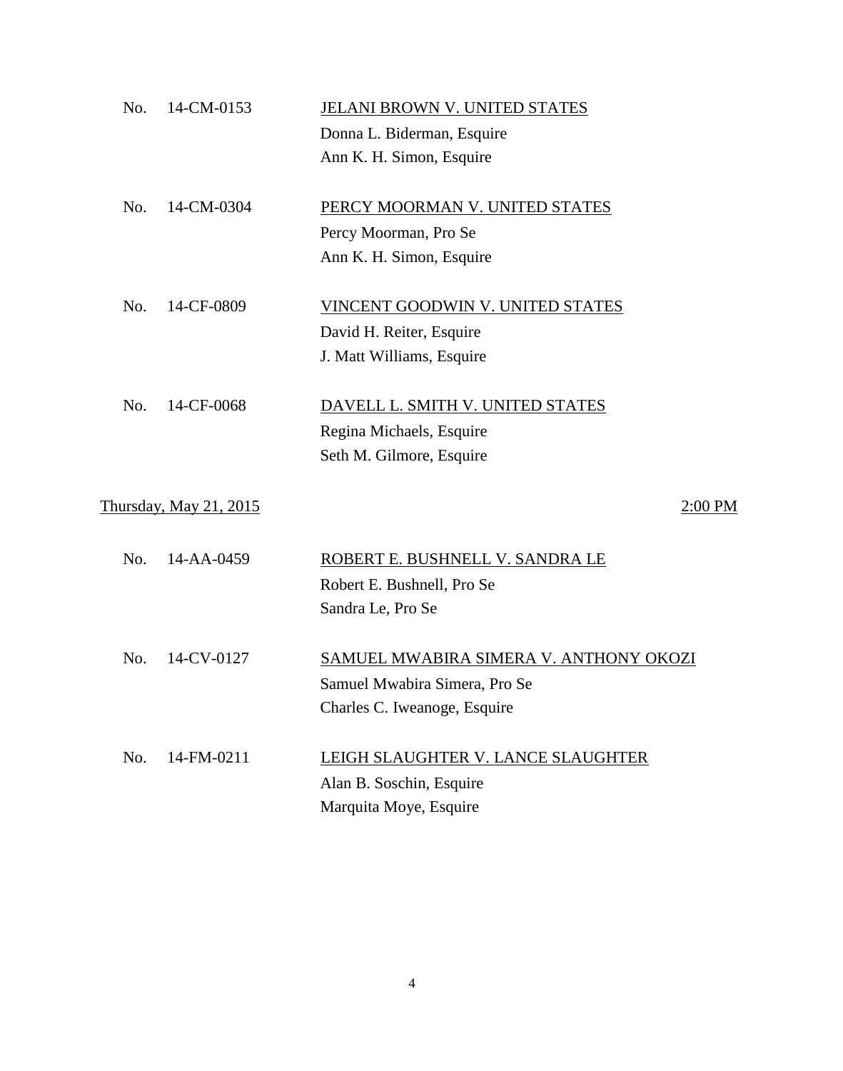No. 14-CM-0153 — <u>JELANI BROWN V. UNITED STATES</u>
Donna L. Biderman, Esquire
Ann K. H. Simon, Esquire

No. 14-CM-0304 — <u>PERCY MOORMAN V. UNITED STATES</u>
Percy Moorman, Pro Se
Ann K. H. Simon, Esquire

No. 14-CF-0809 — <u>VINCENT GOODWIN V. UNITED STATES</u>
David H. Reiter, Esquire
J. Matt Williams, Esquire

No. 14-CF-0068 — <u>DAVELL L. SMITH V. UNITED STATES</u>
Regina Michaels, Esquire
Seth M. Gilmore, Esquire

<u>Thursday, May 21, 2015</u> — <u>2:00 PM</u>

No. 14-AA-0459 — <u>ROBERT E. BUSHNELL V. SANDRA LE</u>
Robert E. Bushnell, Pro Se
Sandra Le, Pro Se

No. 14-CV-0127 — <u>SAMUEL MWABIRA SIMERA V. ANTHONY OKOZI</u>
Samuel Mwabira Simera, Pro Se
Charles C. Iweanoge, Esquire

No. 14-FM-0211 — <u>LEIGH SLAUGHTER V. LANCE SLAUGHTER</u>
Alan B. Soschin, Esquire
Marquita Moye, Esquire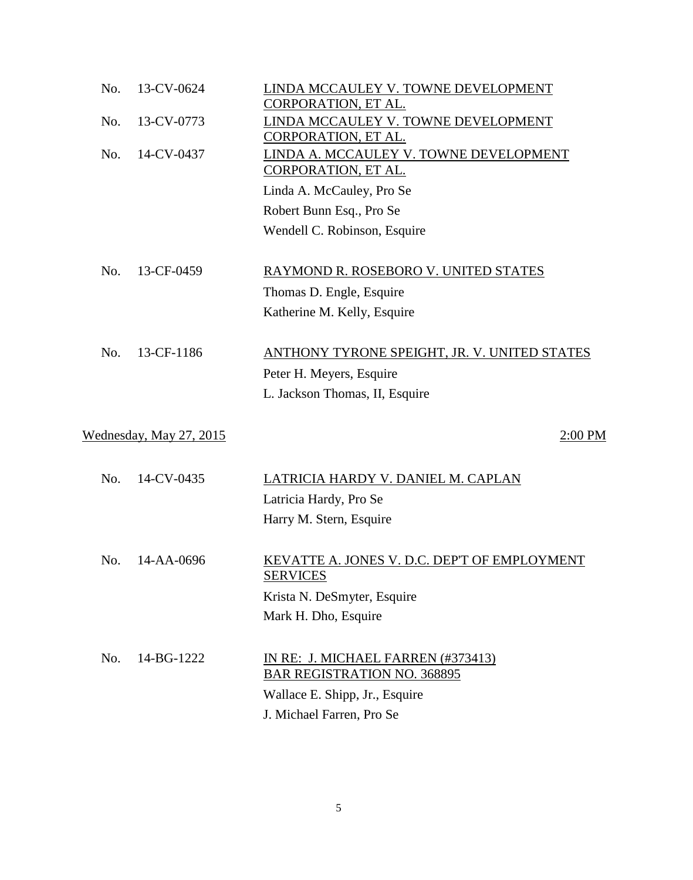No. 13-CV-0624 <u>LINDA MCCAULEY V. TOWNE DEVELOPMENT CORPORATION, ET AL.</u>

No. 13-CV-0773 <u>LINDA MCCAULEY V. TOWNE DEVELOPMENT CORPORATION, ET AL.</u>

No. 14-CV-0437 <u>LINDA A. MCCAULEY V. TOWNE DEVELOPMENT CORPORATION, ET AL.</u>

Linda A. McCauley, Pro Se
Robert Bunn Esq., Pro Se
Wendell C. Robinson, Esquire

No. 13-CF-0459 <u>RAYMOND R. ROSEBORO V. UNITED STATES</u>

Thomas D. Engle, Esquire
Katherine M. Kelly, Esquire

No. 13-CF-1186 <u>ANTHONY TYRONE SPEIGHT, JR. V. UNITED STATES</u>

Peter H. Meyers, Esquire
L. Jackson Thomas, II, Esquire

<u>Wednesday, May 27, 2015</u> <u>2:00 PM</u>

No. 14-CV-0435 <u>LATRICIA HARDY V. DANIEL M. CAPLAN</u>

Latricia Hardy, Pro Se
Harry M. Stern, Esquire

No. 14-AA-0696 <u>KEVATTE A. JONES V. D.C. DEP'T OF EMPLOYMENT SERVICES</u>

Krista N. DeSmyter, Esquire
Mark H. Dho, Esquire

No. 14-BG-1222 <u>IN RE: J. MICHAEL FARREN (#373413) BAR REGISTRATION NO. 368895</u>

Wallace E. Shipp, Jr., Esquire
J. Michael Farren, Pro Se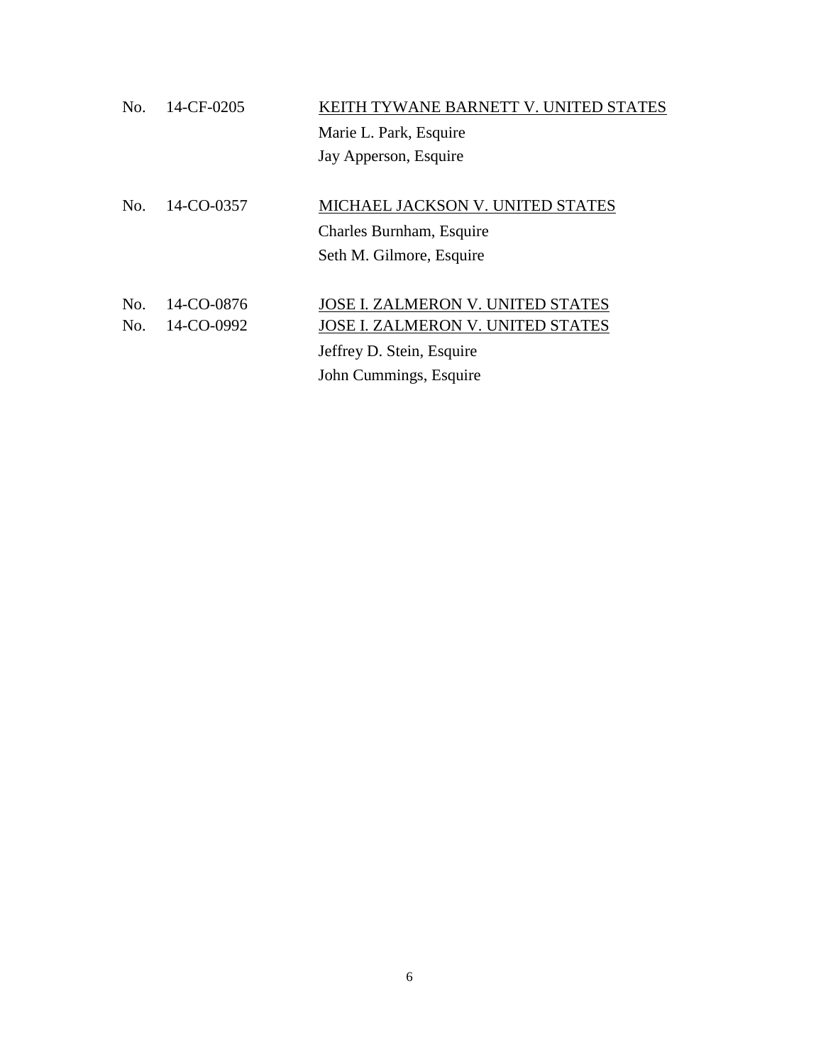No. 14-CF-0205 — <u>KEITH TYWANE BARNETT V. UNITED STATES</u>

Marie L. Park, Esquire
Jay Apperson, Esquire

No. 14-CO-0357 — <u>MICHAEL JACKSON V. UNITED STATES</u>

Charles Burnham, Esquire
Seth M. Gilmore, Esquire

No. 14-CO-0876 — <u>JOSE I. ZALMERON V. UNITED STATES</u>
No. 14-CO-0992 — <u>JOSE I. ZALMERON V. UNITED STATES</u>

Jeffrey D. Stein, Esquire
John Cummings, Esquire